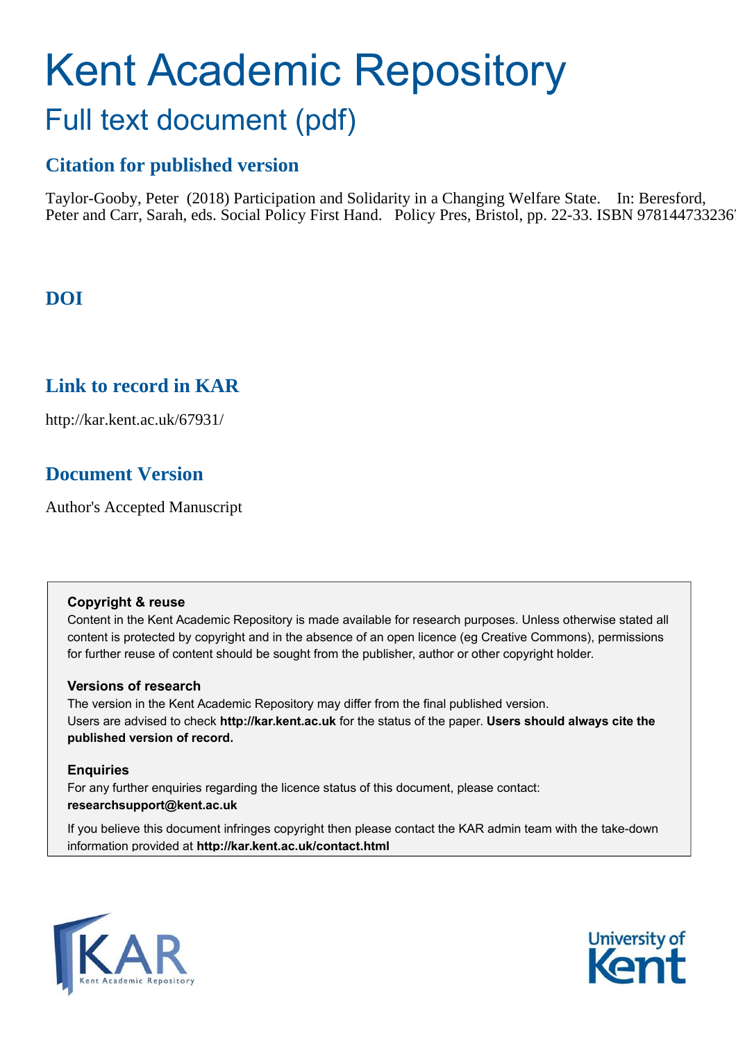# Kent Academic Repository

## Full text document (pdf)

### Citation for published version

Taylor-Gooby, Peter (2018) Participation and Solidarity in a Changing Welfare State. In: Beresford, Peter and Carr, Sarah, eds. Social Policy First Hand. Policy Pres, Bristol, pp. 22-33. ISBN 9781447332367

### DOI

### Link to record in KAR

http://kar.kent.ac.uk/67931/

### Document Version

Author's Accepted Manuscript

**Copyright & reuse**

Content in the Kent Academic Repository is made available for research purposes. Unless otherwise stated all content is protected by copyright and in the absence of an open licence (eg Creative Commons), permissions for further reuse of content should be sought from the publisher, author or other copyright holder.

**Versions of research**

The version in the Kent Academic Repository may differ from the final published version.
Users are advised to check **http://kar.kent.ac.uk** for the status of the paper. **Users should always cite the published version of record.**

**Enquiries**

For any further enquiries regarding the licence status of this document, please contact:
**researchsupport@kent.ac.uk**

If you believe this document infringes copyright then please contact the KAR admin team with the take-down information provided at **http://kar.kent.ac.uk/contact.html**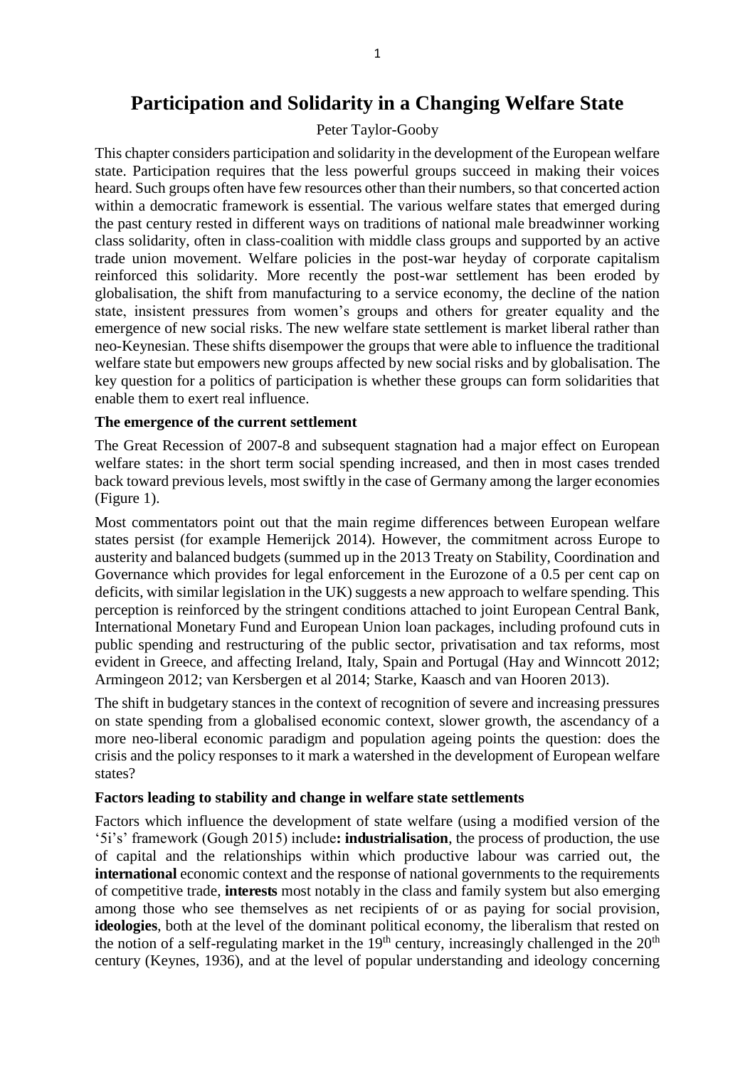# Participation and Solidarity in a Changing Welfare State

Peter Taylor-Gooby

This chapter considers participation and solidarity in the development of the European welfare state. Participation requires that the less powerful groups succeed in making their voices heard. Such groups often have few resources other than their numbers, so that concerted action within a democratic framework is essential. The various welfare states that emerged during the past century rested in different ways on traditions of national male breadwinner working class solidarity, often in class-coalition with middle class groups and supported by an active trade union movement. Welfare policies in the post-war heyday of corporate capitalism reinforced this solidarity. More recently the post-war settlement has been eroded by globalisation, the shift from manufacturing to a service economy, the decline of the nation state, insistent pressures from women's groups and others for greater equality and the emergence of new social risks. The new welfare state settlement is market liberal rather than neo-Keynesian. These shifts disempower the groups that were able to influence the traditional welfare state but empowers new groups affected by new social risks and by globalisation. The key question for a politics of participation is whether these groups can form solidarities that enable them to exert real influence.

**The emergence of the current settlement**

The Great Recession of 2007-8 and subsequent stagnation had a major effect on European welfare states: in the short term social spending increased, and then in most cases trended back toward previous levels, most swiftly in the case of Germany among the larger economies (Figure 1).

Most commentators point out that the main regime differences between European welfare states persist (for example Hemerijck 2014). However, the commitment across Europe to austerity and balanced budgets (summed up in the 2013 Treaty on Stability, Coordination and Governance which provides for legal enforcement in the Eurozone of a 0.5 per cent cap on deficits, with similar legislation in the UK) suggests a new approach to welfare spending. This perception is reinforced by the stringent conditions attached to joint European Central Bank, International Monetary Fund and European Union loan packages, including profound cuts in public spending and restructuring of the public sector, privatisation and tax reforms, most evident in Greece, and affecting Ireland, Italy, Spain and Portugal (Hay and Winncott 2012; Armingeon 2012; van Kersbergen et al 2014; Starke, Kaasch and van Hooren 2013).

The shift in budgetary stances in the context of recognition of severe and increasing pressures on state spending from a globalised economic context, slower growth, the ascendancy of a more neo-liberal economic paradigm and population ageing points the question: does the crisis and the policy responses to it mark a watershed in the development of European welfare states?

**Factors leading to stability and change in welfare state settlements**

Factors which influence the development of state welfare (using a modified version of the '5i's' framework (Gough 2015) include**: industrialisation**, the process of production, the use of capital and the relationships within which productive labour was carried out, the **international** economic context and the response of national governments to the requirements of competitive trade, **interests** most notably in the class and family system but also emerging among those who see themselves as net recipients of or as paying for social provision, **ideologies**, both at the level of the dominant political economy, the liberalism that rested on the notion of a self-regulating market in the 19th century, increasingly challenged in the 20th century (Keynes, 1936), and at the level of popular understanding and ideology concerning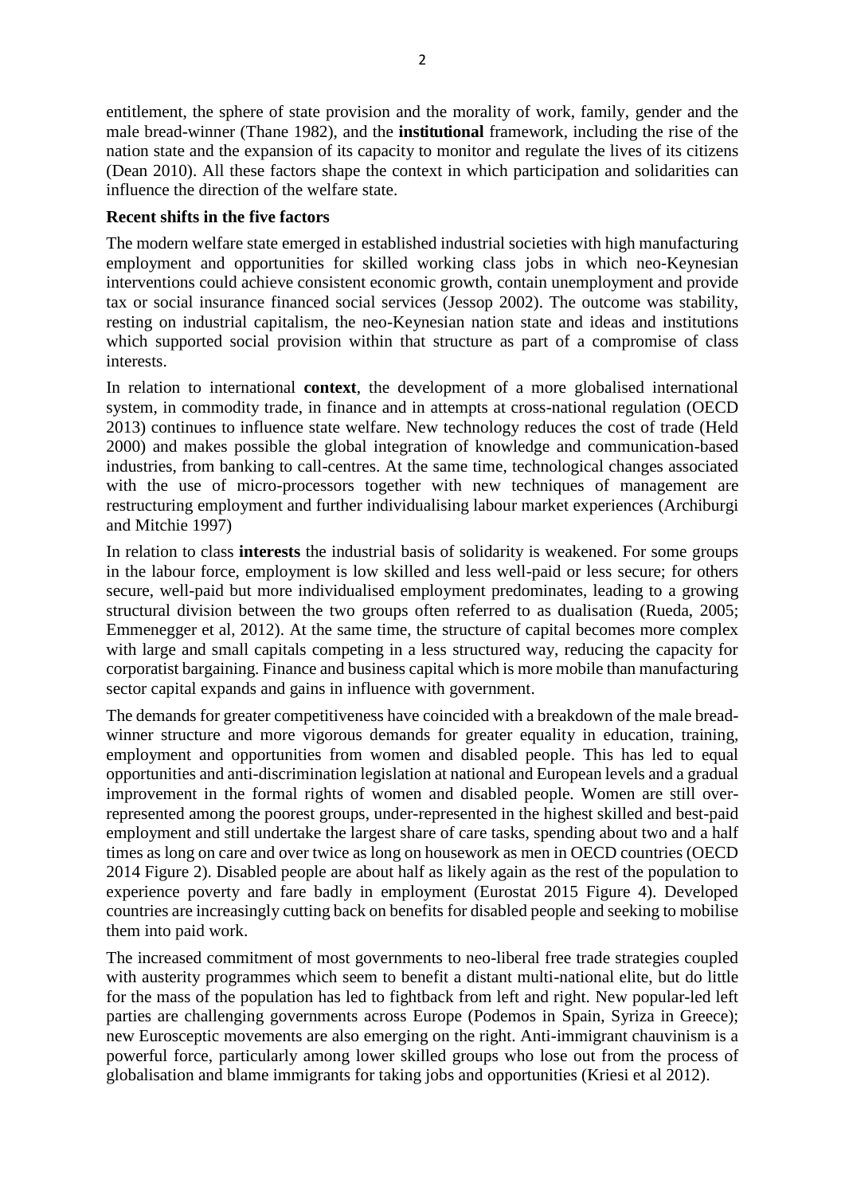entitlement, the sphere of state provision and the morality of work, family, gender and the male bread-winner (Thane 1982), and the **institutional** framework, including the rise of the nation state and the expansion of its capacity to monitor and regulate the lives of its citizens (Dean 2010). All these factors shape the context in which participation and solidarities can influence the direction of the welfare state.

**Recent shifts in the five factors**

The modern welfare state emerged in established industrial societies with high manufacturing employment and opportunities for skilled working class jobs in which neo-Keynesian interventions could achieve consistent economic growth, contain unemployment and provide tax or social insurance financed social services (Jessop 2002). The outcome was stability, resting on industrial capitalism, the neo-Keynesian nation state and ideas and institutions which supported social provision within that structure as part of a compromise of class interests.

In relation to international **context**, the development of a more globalised international system, in commodity trade, in finance and in attempts at cross-national regulation (OECD 2013) continues to influence state welfare. New technology reduces the cost of trade (Held 2000) and makes possible the global integration of knowledge and communication-based industries, from banking to call-centres. At the same time, technological changes associated with the use of micro-processors together with new techniques of management are restructuring employment and further individualising labour market experiences (Archiburgi and Mitchie 1997)

In relation to class **interests** the industrial basis of solidarity is weakened. For some groups in the labour force, employment is low skilled and less well-paid or less secure; for others secure, well-paid but more individualised employment predominates, leading to a growing structural division between the two groups often referred to as dualisation (Rueda, 2005; Emmenegger et al, 2012). At the same time, the structure of capital becomes more complex with large and small capitals competing in a less structured way, reducing the capacity for corporatist bargaining. Finance and business capital which is more mobile than manufacturing sector capital expands and gains in influence with government.

The demands for greater competitiveness have coincided with a breakdown of the male bread-winner structure and more vigorous demands for greater equality in education, training, employment and opportunities from women and disabled people. This has led to equal opportunities and anti-discrimination legislation at national and European levels and a gradual improvement in the formal rights of women and disabled people. Women are still over-represented among the poorest groups, under-represented in the highest skilled and best-paid employment and still undertake the largest share of care tasks, spending about two and a half times as long on care and over twice as long on housework as men in OECD countries (OECD 2014 Figure 2). Disabled people are about half as likely again as the rest of the population to experience poverty and fare badly in employment (Eurostat 2015 Figure 4). Developed countries are increasingly cutting back on benefits for disabled people and seeking to mobilise them into paid work.

The increased commitment of most governments to neo-liberal free trade strategies coupled with austerity programmes which seem to benefit a distant multi-national elite, but do little for the mass of the population has led to fightback from left and right. New popular-led left parties are challenging governments across Europe (Podemos in Spain, Syriza in Greece); new Eurosceptic movements are also emerging on the right. Anti-immigrant chauvinism is a powerful force, particularly among lower skilled groups who lose out from the process of globalisation and blame immigrants for taking jobs and opportunities (Kriesi et al 2012).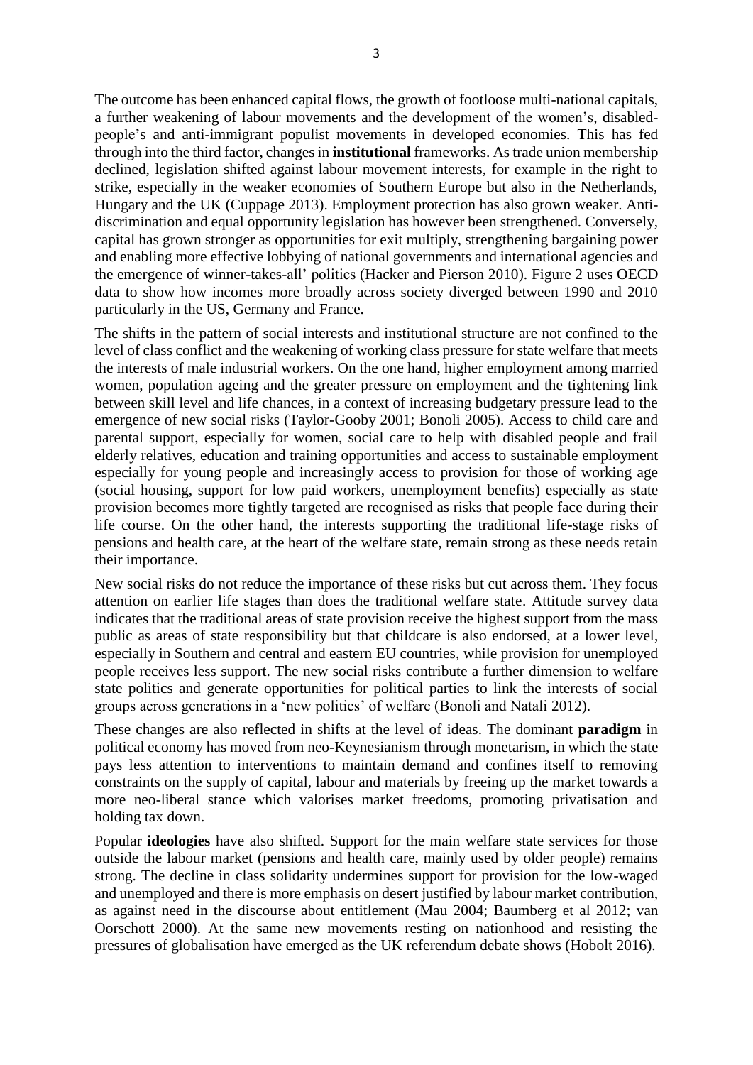The outcome has been enhanced capital flows, the growth of footloose multi-national capitals, a further weakening of labour movements and the development of the women's, disabled-people's and anti-immigrant populist movements in developed economies. This has fed through into the third factor, changes in **institutional** frameworks. As trade union membership declined, legislation shifted against labour movement interests, for example in the right to strike, especially in the weaker economies of Southern Europe but also in the Netherlands, Hungary and the UK (Cuppage 2013). Employment protection has also grown weaker. Anti-discrimination and equal opportunity legislation has however been strengthened. Conversely, capital has grown stronger as opportunities for exit multiply, strengthening bargaining power and enabling more effective lobbying of national governments and international agencies and the emergence of winner-takes-all' politics (Hacker and Pierson 2010). Figure 2 uses OECD data to show how incomes more broadly across society diverged between 1990 and 2010 particularly in the US, Germany and France.

The shifts in the pattern of social interests and institutional structure are not confined to the level of class conflict and the weakening of working class pressure for state welfare that meets the interests of male industrial workers. On the one hand, higher employment among married women, population ageing and the greater pressure on employment and the tightening link between skill level and life chances, in a context of increasing budgetary pressure lead to the emergence of new social risks (Taylor-Gooby 2001; Bonoli 2005). Access to child care and parental support, especially for women, social care to help with disabled people and frail elderly relatives, education and training opportunities and access to sustainable employment especially for young people and increasingly access to provision for those of working age (social housing, support for low paid workers, unemployment benefits) especially as state provision becomes more tightly targeted are recognised as risks that people face during their life course. On the other hand, the interests supporting the traditional life-stage risks of pensions and health care, at the heart of the welfare state, remain strong as these needs retain their importance.

New social risks do not reduce the importance of these risks but cut across them. They focus attention on earlier life stages than does the traditional welfare state. Attitude survey data indicates that the traditional areas of state provision receive the highest support from the mass public as areas of state responsibility but that childcare is also endorsed, at a lower level, especially in Southern and central and eastern EU countries, while provision for unemployed people receives less support. The new social risks contribute a further dimension to welfare state politics and generate opportunities for political parties to link the interests of social groups across generations in a 'new politics' of welfare (Bonoli and Natali 2012).

These changes are also reflected in shifts at the level of ideas. The dominant **paradigm** in political economy has moved from neo-Keynesianism through monetarism, in which the state pays less attention to interventions to maintain demand and confines itself to removing constraints on the supply of capital, labour and materials by freeing up the market towards a more neo-liberal stance which valorises market freedoms, promoting privatisation and holding tax down.

Popular **ideologies** have also shifted. Support for the main welfare state services for those outside the labour market (pensions and health care, mainly used by older people) remains strong. The decline in class solidarity undermines support for provision for the low-waged and unemployed and there is more emphasis on desert justified by labour market contribution, as against need in the discourse about entitlement (Mau 2004; Baumberg et al 2012; van Oorschott 2000). At the same new movements resting on nationhood and resisting the pressures of globalisation have emerged as the UK referendum debate shows (Hobolt 2016).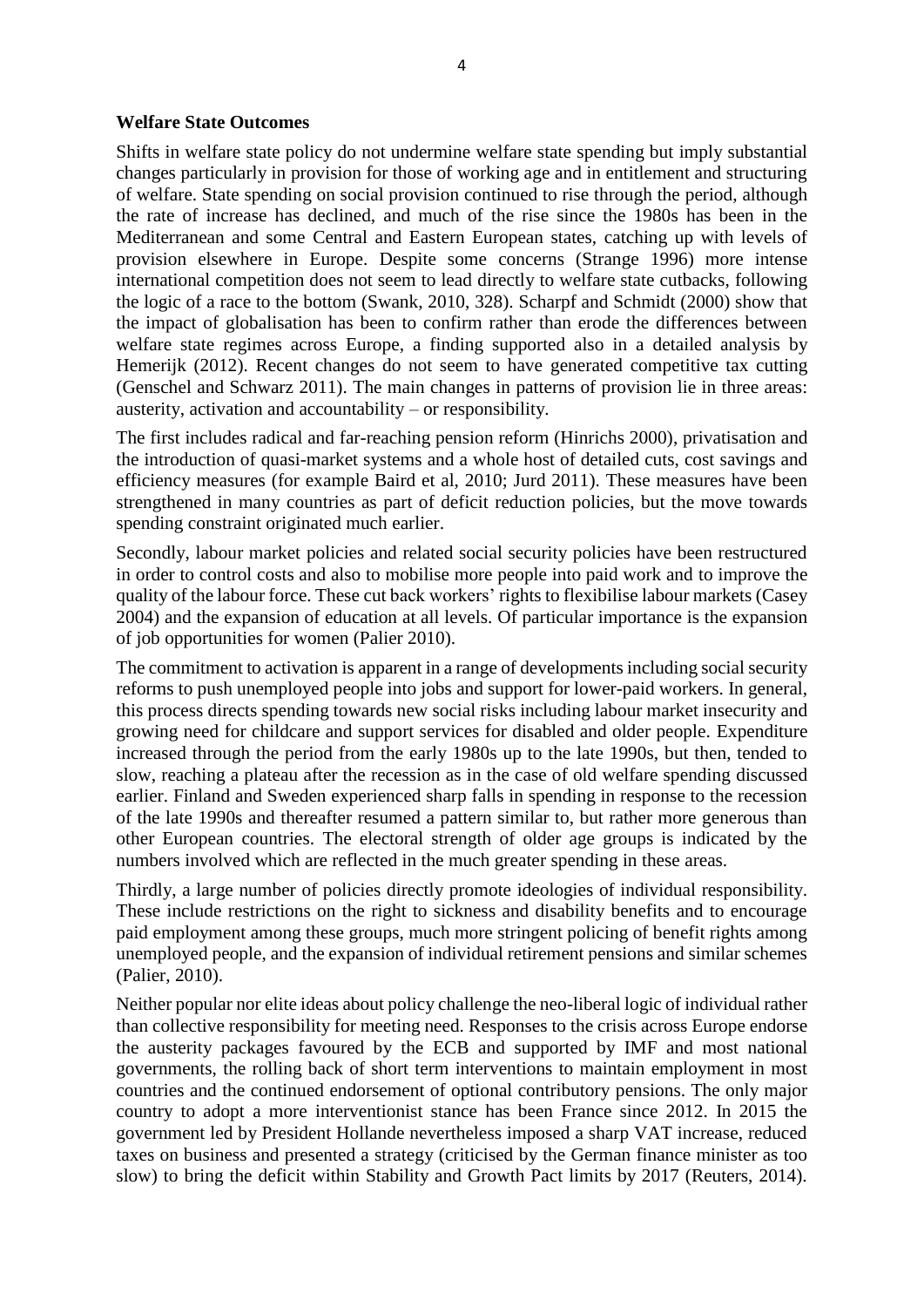**Welfare State Outcomes**

Shifts in welfare state policy do not undermine welfare state spending but imply substantial changes particularly in provision for those of working age and in entitlement and structuring of welfare. State spending on social provision continued to rise through the period, although the rate of increase has declined, and much of the rise since the 1980s has been in the Mediterranean and some Central and Eastern European states, catching up with levels of provision elsewhere in Europe. Despite some concerns (Strange 1996) more intense international competition does not seem to lead directly to welfare state cutbacks, following the logic of a race to the bottom (Swank, 2010, 328). Scharpf and Schmidt (2000) show that the impact of globalisation has been to confirm rather than erode the differences between welfare state regimes across Europe, a finding supported also in a detailed analysis by Hemerijk (2012). Recent changes do not seem to have generated competitive tax cutting (Genschel and Schwarz 2011). The main changes in patterns of provision lie in three areas: austerity, activation and accountability – or responsibility.

The first includes radical and far-reaching pension reform (Hinrichs 2000), privatisation and the introduction of quasi-market systems and a whole host of detailed cuts, cost savings and efficiency measures (for example Baird et al, 2010; Jurd 2011). These measures have been strengthened in many countries as part of deficit reduction policies, but the move towards spending constraint originated much earlier.

Secondly, labour market policies and related social security policies have been restructured in order to control costs and also to mobilise more people into paid work and to improve the quality of the labour force. These cut back workers' rights to flexibilise labour markets (Casey 2004) and the expansion of education at all levels. Of particular importance is the expansion of job opportunities for women (Palier 2010).

The commitment to activation is apparent in a range of developments including social security reforms to push unemployed people into jobs and support for lower-paid workers. In general, this process directs spending towards new social risks including labour market insecurity and growing need for childcare and support services for disabled and older people. Expenditure increased through the period from the early 1980s up to the late 1990s, but then, tended to slow, reaching a plateau after the recession as in the case of old welfare spending discussed earlier. Finland and Sweden experienced sharp falls in spending in response to the recession of the late 1990s and thereafter resumed a pattern similar to, but rather more generous than other European countries. The electoral strength of older age groups is indicated by the numbers involved which are reflected in the much greater spending in these areas.

Thirdly, a large number of policies directly promote ideologies of individual responsibility. These include restrictions on the right to sickness and disability benefits and to encourage paid employment among these groups, much more stringent policing of benefit rights among unemployed people, and the expansion of individual retirement pensions and similar schemes (Palier, 2010).

Neither popular nor elite ideas about policy challenge the neo-liberal logic of individual rather than collective responsibility for meeting need. Responses to the crisis across Europe endorse the austerity packages favoured by the ECB and supported by IMF and most national governments, the rolling back of short term interventions to maintain employment in most countries and the continued endorsement of optional contributory pensions. The only major country to adopt a more interventionist stance has been France since 2012. In 2015 the government led by President Hollande nevertheless imposed a sharp VAT increase, reduced taxes on business and presented a strategy (criticised by the German finance minister as too slow) to bring the deficit within Stability and Growth Pact limits by 2017 (Reuters, 2014).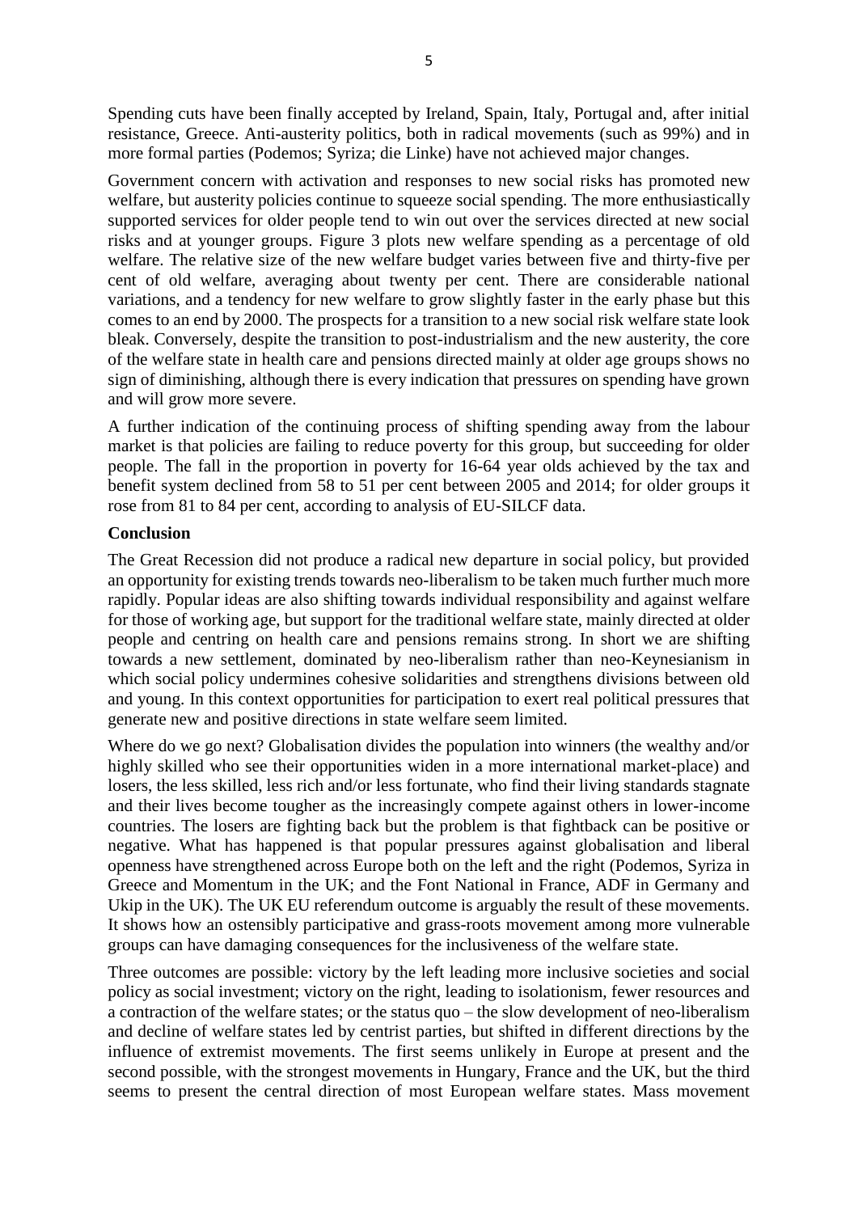Spending cuts have been finally accepted by Ireland, Spain, Italy, Portugal and, after initial resistance, Greece. Anti-austerity politics, both in radical movements (such as 99%) and in more formal parties (Podemos; Syriza; die Linke) have not achieved major changes.

Government concern with activation and responses to new social risks has promoted new welfare, but austerity policies continue to squeeze social spending. The more enthusiastically supported services for older people tend to win out over the services directed at new social risks and at younger groups. Figure 3 plots new welfare spending as a percentage of old welfare. The relative size of the new welfare budget varies between five and thirty-five per cent of old welfare, averaging about twenty per cent. There are considerable national variations, and a tendency for new welfare to grow slightly faster in the early phase but this comes to an end by 2000. The prospects for a transition to a new social risk welfare state look bleak. Conversely, despite the transition to post-industrialism and the new austerity, the core of the welfare state in health care and pensions directed mainly at older age groups shows no sign of diminishing, although there is every indication that pressures on spending have grown and will grow more severe.

A further indication of the continuing process of shifting spending away from the labour market is that policies are failing to reduce poverty for this group, but succeeding for older people. The fall in the proportion in poverty for 16-64 year olds achieved by the tax and benefit system declined from 58 to 51 per cent between 2005 and 2014; for older groups it rose from 81 to 84 per cent, according to analysis of EU-SILCF data.

**Conclusion**

The Great Recession did not produce a radical new departure in social policy, but provided an opportunity for existing trends towards neo-liberalism to be taken much further much more rapidly. Popular ideas are also shifting towards individual responsibility and against welfare for those of working age, but support for the traditional welfare state, mainly directed at older people and centring on health care and pensions remains strong. In short we are shifting towards a new settlement, dominated by neo-liberalism rather than neo-Keynesianism in which social policy undermines cohesive solidarities and strengthens divisions between old and young. In this context opportunities for participation to exert real political pressures that generate new and positive directions in state welfare seem limited.

Where do we go next? Globalisation divides the population into winners (the wealthy and/or highly skilled who see their opportunities widen in a more international market-place) and losers, the less skilled, less rich and/or less fortunate, who find their living standards stagnate and their lives become tougher as the increasingly compete against others in lower-income countries. The losers are fighting back but the problem is that fightback can be positive or negative. What has happened is that popular pressures against globalisation and liberal openness have strengthened across Europe both on the left and the right (Podemos, Syriza in Greece and Momentum in the UK; and the Font National in France, ADF in Germany and Ukip in the UK). The UK EU referendum outcome is arguably the result of these movements. It shows how an ostensibly participative and grass-roots movement among more vulnerable groups can have damaging consequences for the inclusiveness of the welfare state.

Three outcomes are possible: victory by the left leading more inclusive societies and social policy as social investment; victory on the right, leading to isolationism, fewer resources and a contraction of the welfare states; or the status quo – the slow development of neo-liberalism and decline of welfare states led by centrist parties, but shifted in different directions by the influence of extremist movements. The first seems unlikely in Europe at present and the second possible, with the strongest movements in Hungary, France and the UK, but the third seems to present the central direction of most European welfare states. Mass movement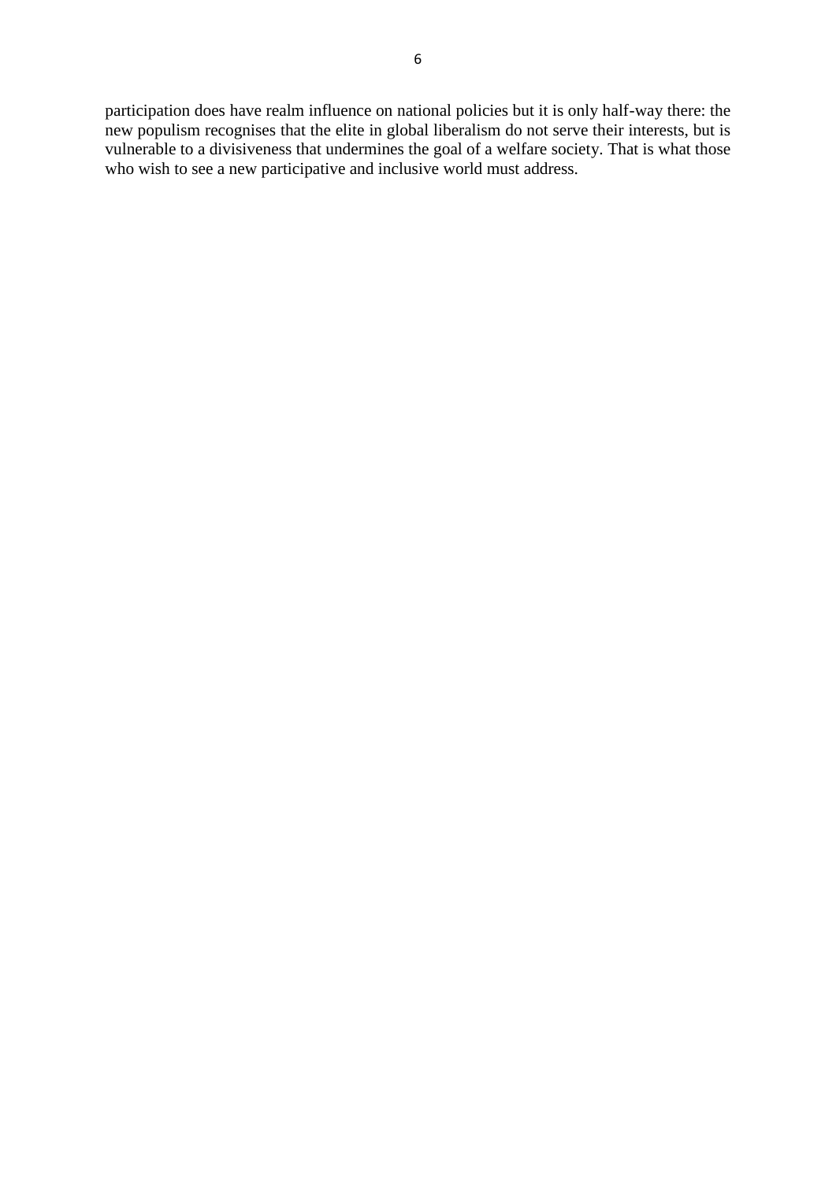participation does have realm influence on national policies but it is only half-way there: the new populism recognises that the elite in global liberalism do not serve their interests, but is vulnerable to a divisiveness that undermines the goal of a welfare society. That is what those who wish to see a new participative and inclusive world must address.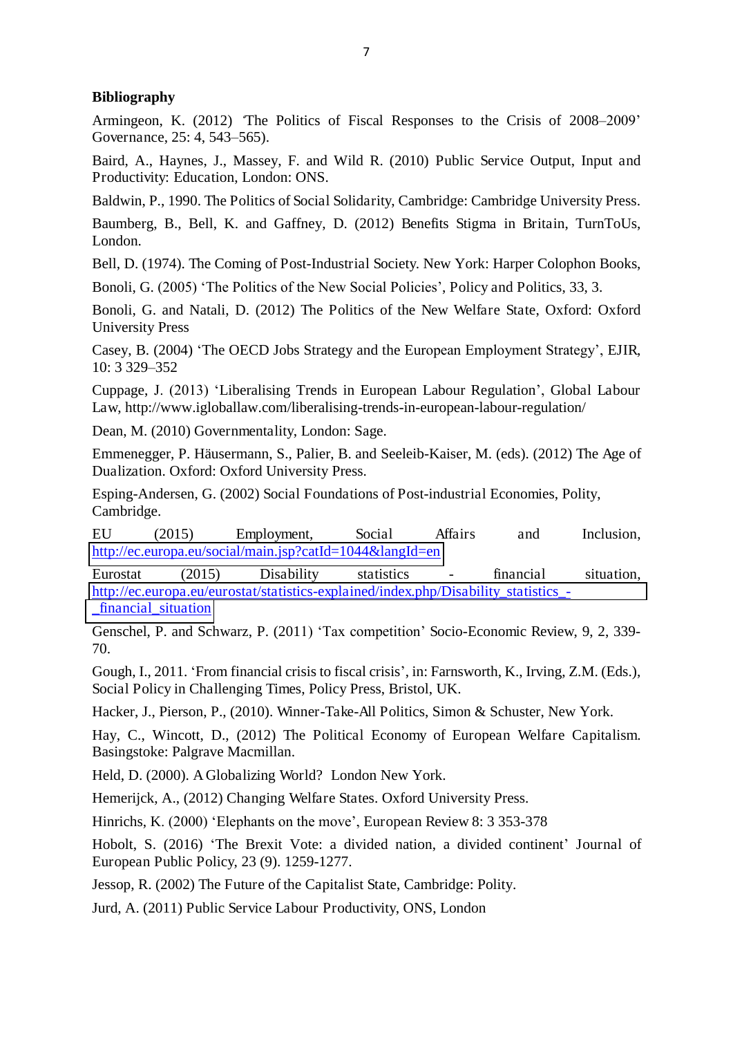**Bibliography**

Armingeon, K. (2012) 'The Politics of Fiscal Responses to the Crisis of 2008–2009' Governance, 25: 4, 543–565).

Baird, A., Haynes, J., Massey, F. and Wild R. (2010) Public Service Output, Input and Productivity: Education, London: ONS.

Baldwin, P., 1990. The Politics of Social Solidarity, Cambridge: Cambridge University Press.

Baumberg, B., Bell, K. and Gaffney, D. (2012) Benefits Stigma in Britain, TurnToUs, London.

Bell, D. (1974). The Coming of Post-Industrial Society. New York: Harper Colophon Books,

Bonoli, G. (2005) 'The Politics of the New Social Policies', Policy and Politics, 33, 3.

Bonoli, G. and Natali, D. (2012) The Politics of the New Welfare State, Oxford: Oxford University Press

Casey, B. (2004) 'The OECD Jobs Strategy and the European Employment Strategy', EJIR, 10: 3 329–352

Cuppage, J. (2013) 'Liberalising Trends in European Labour Regulation', Global Labour Law, http://www.igloballaw.com/liberalising-trends-in-european-labour-regulation/

Dean, M. (2010) Governmentality, London: Sage.

Emmenegger, P. Häusermann, S., Palier, B. and Seeleib-Kaiser, M. (eds). (2012) The Age of Dualization. Oxford: Oxford University Press.

Esping-Andersen, G. (2002) Social Foundations of Post-industrial Economies, Polity, Cambridge.

EU (2015) Employment, Social Affairs and Inclusion, http://ec.europa.eu/social/main.jsp?catId=1044&langId=en

Eurostat (2015) Disability statistics - financial situation, http://ec.europa.eu/eurostat/statistics-explained/index.php/Disability_statistics_-_financial_situation

Genschel, P. and Schwarz, P. (2011) 'Tax competition' Socio-Economic Review, 9, 2, 339-70.

Gough, I., 2011. 'From financial crisis to fiscal crisis', in: Farnsworth, K., Irving, Z.M. (Eds.), Social Policy in Challenging Times, Policy Press, Bristol, UK.

Hacker, J., Pierson, P., (2010). Winner-Take-All Politics, Simon & Schuster, New York.

Hay, C., Wincott, D., (2012) The Political Economy of European Welfare Capitalism. Basingstoke: Palgrave Macmillan.

Held, D. (2000). A Globalizing World? London New York.

Hemerijck, A., (2012) Changing Welfare States. Oxford University Press.

Hinrichs, K. (2000) 'Elephants on the move', European Review 8: 3 353-378

Hobolt, S. (2016) 'The Brexit Vote: a divided nation, a divided continent' Journal of European Public Policy, 23 (9). 1259-1277.

Jessop, R. (2002) The Future of the Capitalist State, Cambridge: Polity.

Jurd, A. (2011) Public Service Labour Productivity, ONS, London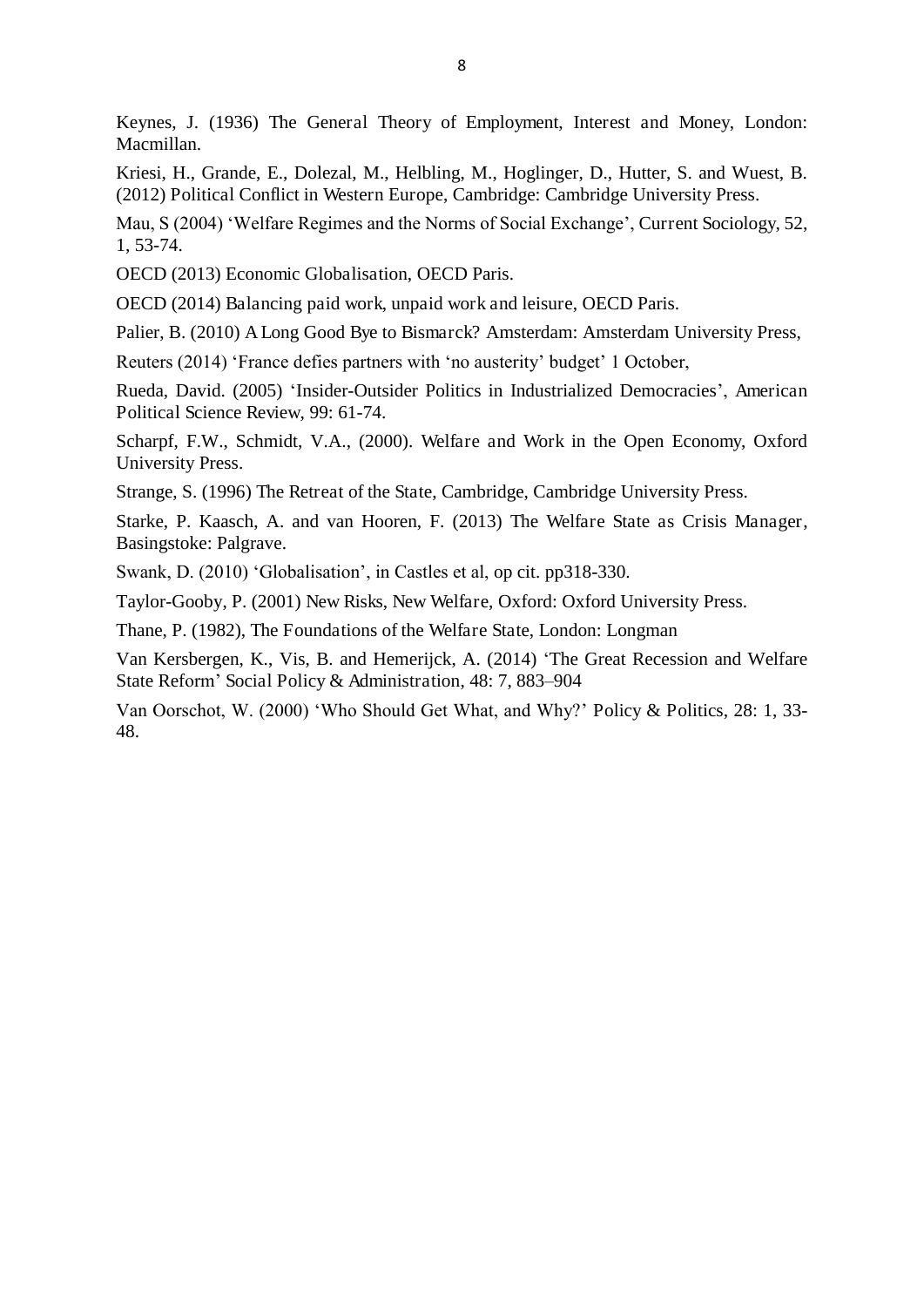Keynes, J. (1936) The General Theory of Employment, Interest and Money, London: Macmillan.

Kriesi, H., Grande, E., Dolezal, M., Helbling, M., Hoglinger, D., Hutter, S. and Wuest, B. (2012) Political Conflict in Western Europe, Cambridge: Cambridge University Press.

Mau, S (2004) 'Welfare Regimes and the Norms of Social Exchange', Current Sociology, 52, 1, 53-74.

OECD (2013) Economic Globalisation, OECD Paris.

OECD (2014) Balancing paid work, unpaid work and leisure, OECD Paris.

Palier, B. (2010) A Long Good Bye to Bismarck? Amsterdam: Amsterdam University Press,

Reuters (2014) 'France defies partners with 'no austerity' budget' 1 October,

Rueda, David. (2005) 'Insider-Outsider Politics in Industrialized Democracies', American Political Science Review, 99: 61-74.

Scharpf, F.W., Schmidt, V.A., (2000). Welfare and Work in the Open Economy, Oxford University Press.

Strange, S. (1996) The Retreat of the State, Cambridge, Cambridge University Press.

Starke, P. Kaasch, A. and van Hooren, F. (2013) The Welfare State as Crisis Manager, Basingstoke: Palgrave.

Swank, D. (2010) 'Globalisation', in Castles et al, op cit. pp318-330.

Taylor-Gooby, P. (2001) New Risks, New Welfare, Oxford: Oxford University Press.

Thane, P. (1982), The Foundations of the Welfare State, London: Longman

Van Kersbergen, K., Vis, B. and Hemerijck, A. (2014) 'The Great Recession and Welfare State Reform' Social Policy & Administration, 48: 7, 883–904

Van Oorschot, W. (2000) 'Who Should Get What, and Why?' Policy & Politics, 28: 1, 33-48.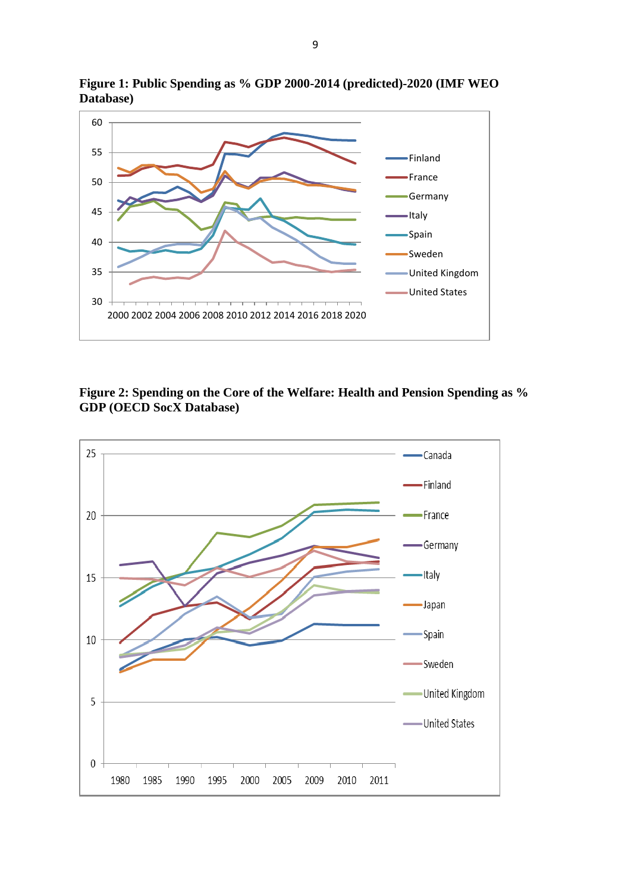**Figure 1: Public Spending as % GDP 2000-2014 (predicted)-2020 (IMF WEO Database)**

**Figure 2: Spending on the Core of the Welfare: Health and Pension Spending as % GDP (OECD SocX Database)**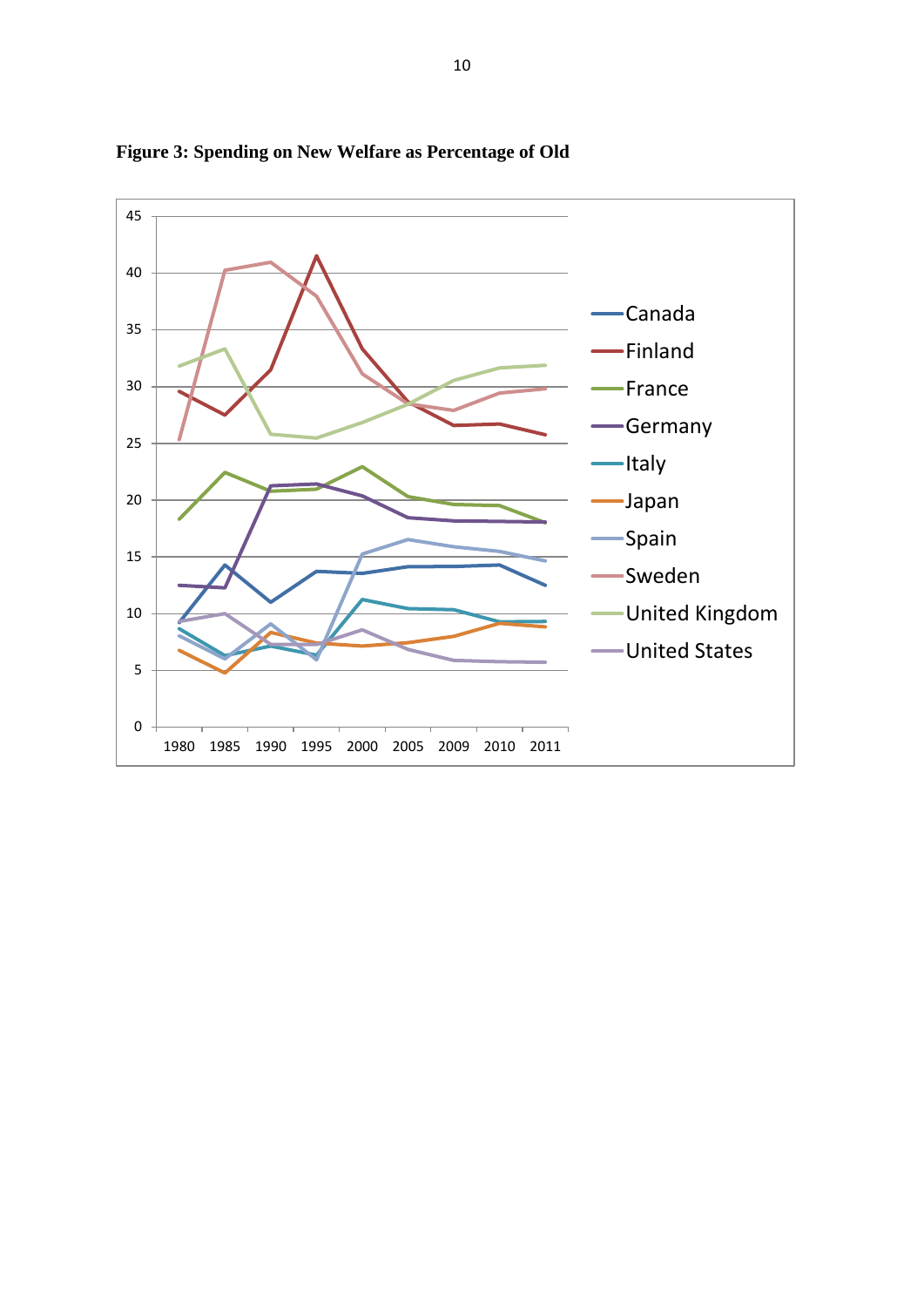**Figure 3: Spending on New Welfare as Percentage of Old**

45
40
35
30
25
20
15
10
5
0

1980 1985 1990 1995 2000 2005 2009 2010 2011

Canada
Finland
France
Germany
Italy
Japan
Spain
Sweden
United Kingdom
United States